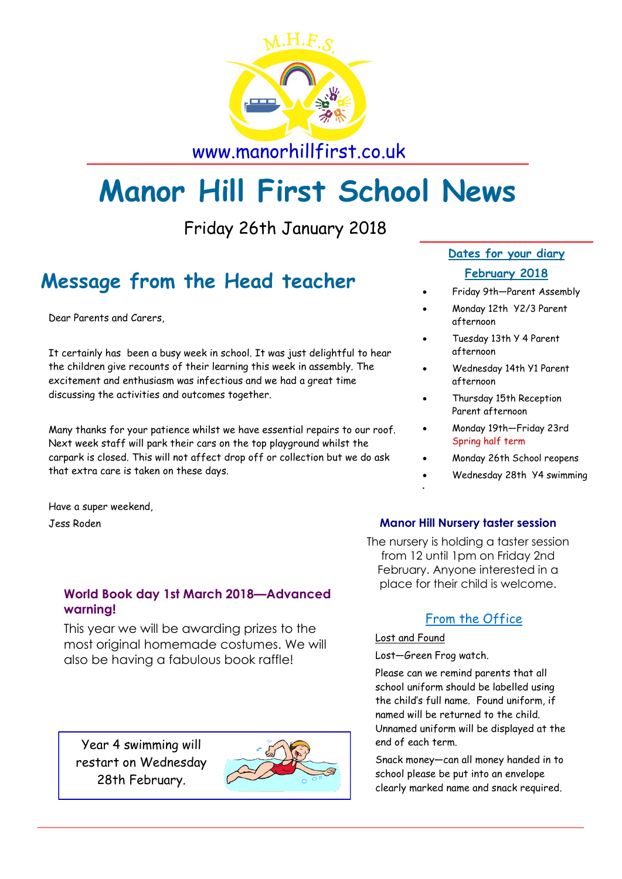www.manorhillfirst.co.uk

# Manor Hill First School News

Friday 26th January 2018

## Message from the Head teacher

Dear Parents and Carers,

It certainly has been a busy week in school. It was just delightful to hear the children give recounts of their learning this week in assembly. The excitement and enthusiasm was infectious and we had a great time discussing the activities and outcomes together.

Many thanks for your patience whilst we have essential repairs to our roof. Next week staff will park their cars on the top playground whilst the carpark is closed. This will not affect drop off or collection but we do ask that extra care is taken on these days.

Have a super weekend,

Jess Roden

### World Book day 1st March 2018—Advanced warning!

This year we will be awarding prizes to the most original homemade costumes. We will also be having a fabulous book raffle!

Year 4 swimming will restart on Wednesday 28th February.

### Dates for your diary

**February 2018**

- Friday 9th—Parent Assembly
- Monday 12th Y2/3 Parent afternoon
- Tuesday 13th Y 4 Parent afternoon
- Wednesday 14th Y1 Parent afternoon
- Thursday 15th Reception Parent afternoon
- Monday 19th—Friday 23rd Spring half term
- Monday 26th School reopens
- Wednesday 28th Y4 swimming

### Manor Hill Nursery taster session

The nursery is holding a taster session from 12 until 1pm on Friday 2nd February. Anyone interested in a place for their child is welcome.

### From the Office

Lost and Found

Lost—Green Frog watch.

Please can we remind parents that all school uniform should be labelled using the child's full name. Found uniform, if named will be returned to the child. Unnamed uniform will be displayed at the end of each term.

Snack money—can all money handed in to school please be put into an envelope clearly marked name and snack required.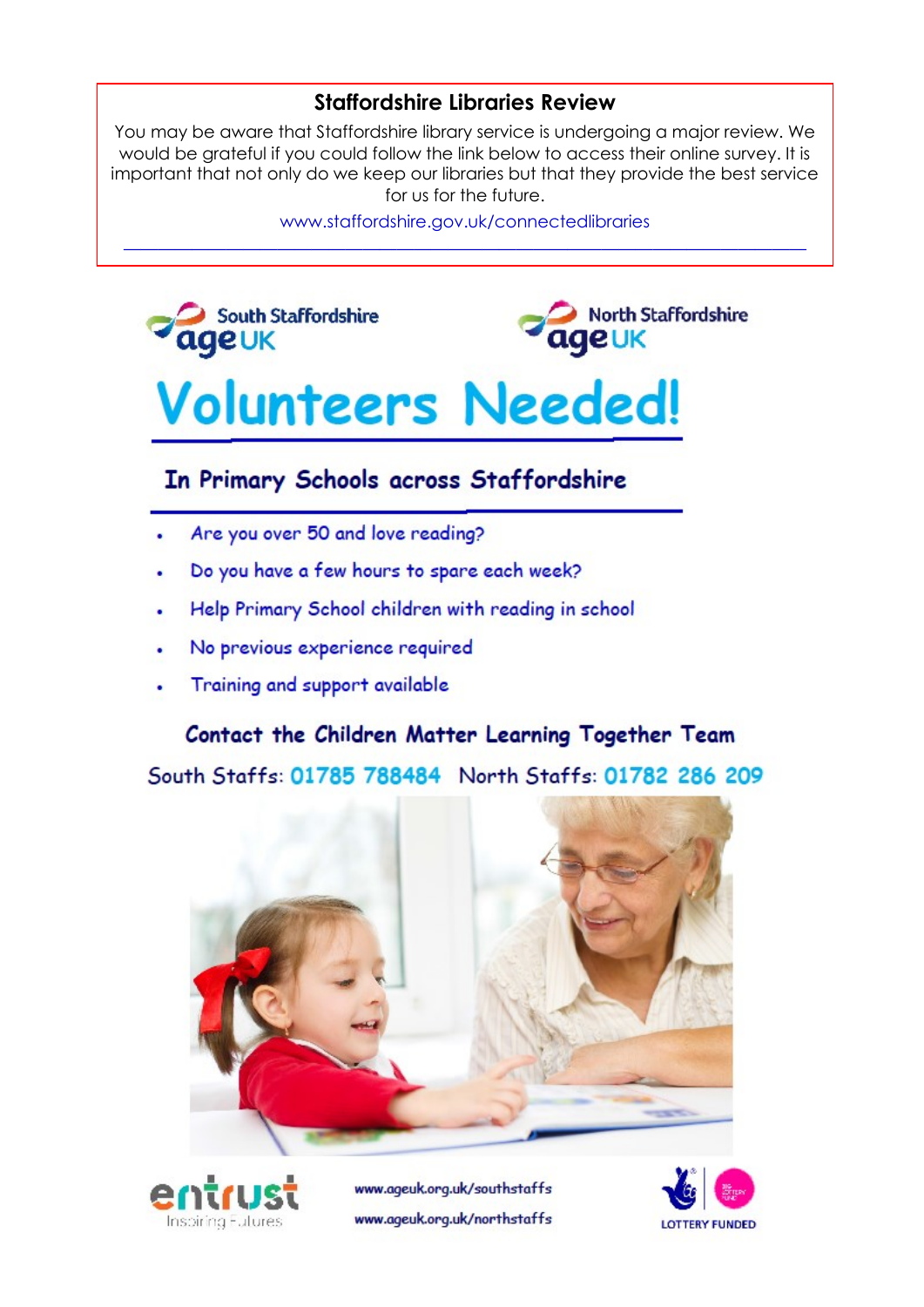## Staffordshire Libraries Review

You may be aware that Staffordshire library service is undergoing a major review. We would be grateful if you could follow the link below to access their online survey. It is important that not only do we keep our libraries but that they provide the best service for us for the future.

www.staffordshire.gov.uk/connectedlibraries

South Staffordshire age UK

North Staffordshire age UK

# Volunteers Needed!

## In Primary Schools across Staffordshire

- Are you over 50 and love reading?
- Do you have a few hours to spare each week?
- Help Primary School children with reading in school
- No previous experience required
- Training and support available

**Contact the Children Matter Learning Together Team**

South Staffs: 01785 788484 North Staffs: 01782 286 209

entrust Inspiring Futures

www.ageuk.org.uk/southstaffs

www.ageuk.org.uk/northstaffs

LOTTERY FUNDED